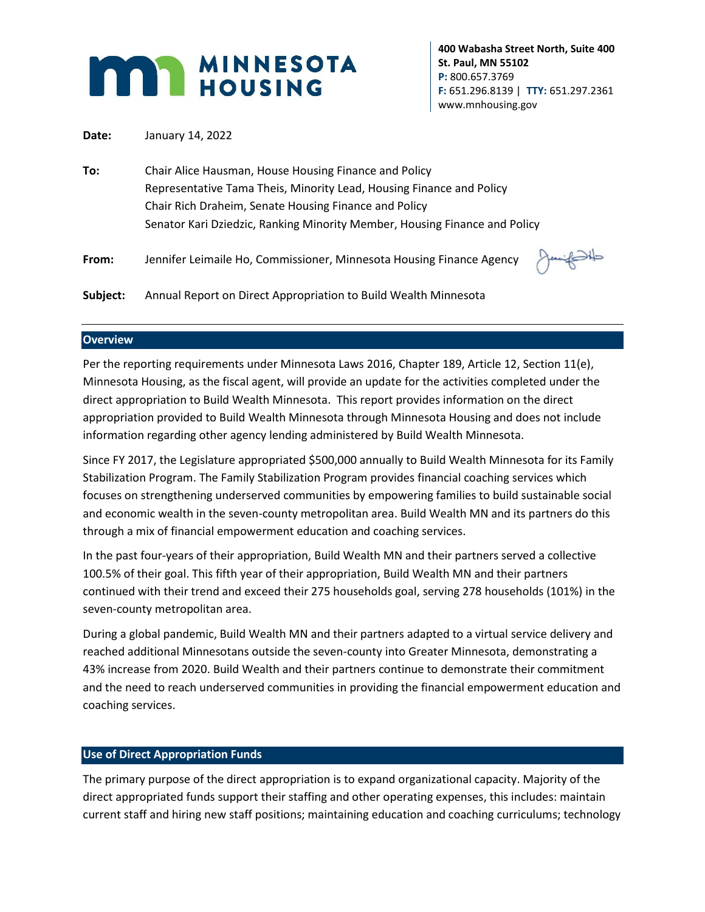**MINNESOTA HOUSING**

**400 Wabasha Street North, Suite 400**
**St. Paul, MN 55102**
**P:** 800.657.3769
**F:** 651.296.8139 | **TTY:** 651.297.2361
www.mnhousing.gov

**Date:** January 14, 2022

**To:** Chair Alice Hausman, House Housing Finance and Policy
Representative Tama Theis, Minority Lead, Housing Finance and Policy
Chair Rich Draheim, Senate Housing Finance and Policy
Senator Kari Dziedzic, Ranking Minority Member, Housing Finance and Policy

**From:** Jennifer Leimaile Ho, Commissioner, Minnesota Housing Finance Agency

**Subject:** Annual Report on Direct Appropriation to Build Wealth Minnesota

## Overview

Per the reporting requirements under Minnesota Laws 2016, Chapter 189, Article 12, Section 11(e), Minnesota Housing, as the fiscal agent, will provide an update for the activities completed under the direct appropriation to Build Wealth Minnesota. This report provides information on the direct appropriation provided to Build Wealth Minnesota through Minnesota Housing and does not include information regarding other agency lending administered by Build Wealth Minnesota.

Since FY 2017, the Legislature appropriated $500,000 annually to Build Wealth Minnesota for its Family Stabilization Program. The Family Stabilization Program provides financial coaching services which focuses on strengthening underserved communities by empowering families to build sustainable social and economic wealth in the seven-county metropolitan area. Build Wealth MN and its partners do this through a mix of financial empowerment education and coaching services.

In the past four-years of their appropriation, Build Wealth MN and their partners served a collective 100.5% of their goal. This fifth year of their appropriation, Build Wealth MN and their partners continued with their trend and exceed their 275 households goal, serving 278 households (101%) in the seven-county metropolitan area.

During a global pandemic, Build Wealth MN and their partners adapted to a virtual service delivery and reached additional Minnesotans outside the seven-county into Greater Minnesota, demonstrating a 43% increase from 2020. Build Wealth and their partners continue to demonstrate their commitment and the need to reach underserved communities in providing the financial empowerment education and coaching services.

## Use of Direct Appropriation Funds

The primary purpose of the direct appropriation is to expand organizational capacity. Majority of the direct appropriated funds support their staffing and other operating expenses, this includes: maintain current staff and hiring new staff positions; maintaining education and coaching curriculums; technology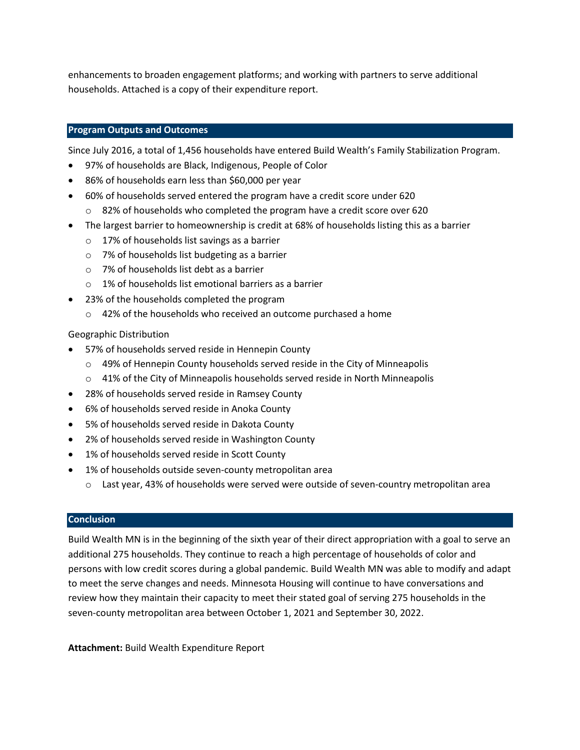enhancements to broaden engagement platforms; and working with partners to serve additional households. Attached is a copy of their expenditure report.

## Program Outputs and Outcomes

Since July 2016, a total of 1,456 households have entered Build Wealth's Family Stabilization Program.

- 97% of households are Black, Indigenous, People of Color
- 86% of households earn less than $60,000 per year
- 60% of households served entered the program have a credit score under 620
  - 82% of households who completed the program have a credit score over 620
- The largest barrier to homeownership is credit at 68% of households listing this as a barrier
  - 17% of households list savings as a barrier
  - 7% of households list budgeting as a barrier
  - 7% of households list debt as a barrier
  - 1% of households list emotional barriers as a barrier
- 23% of the households completed the program
  - 42% of the households who received an outcome purchased a home

Geographic Distribution

- 57% of households served reside in Hennepin County
  - 49% of Hennepin County households served reside in the City of Minneapolis
  - 41% of the City of Minneapolis households served reside in North Minneapolis
- 28% of households served reside in Ramsey County
- 6% of households served reside in Anoka County
- 5% of households served reside in Dakota County
- 2% of households served reside in Washington County
- 1% of households served reside in Scott County
- 1% of households outside seven-county metropolitan area
  - Last year, 43% of households were served were outside of seven-country metropolitan area

## Conclusion

Build Wealth MN is in the beginning of the sixth year of their direct appropriation with a goal to serve an additional 275 households. They continue to reach a high percentage of households of color and persons with low credit scores during a global pandemic. Build Wealth MN was able to modify and adapt to meet the serve changes and needs. Minnesota Housing will continue to have conversations and review how they maintain their capacity to meet their stated goal of serving 275 households in the seven-county metropolitan area between October 1, 2021 and September 30, 2022.

**Attachment:** Build Wealth Expenditure Report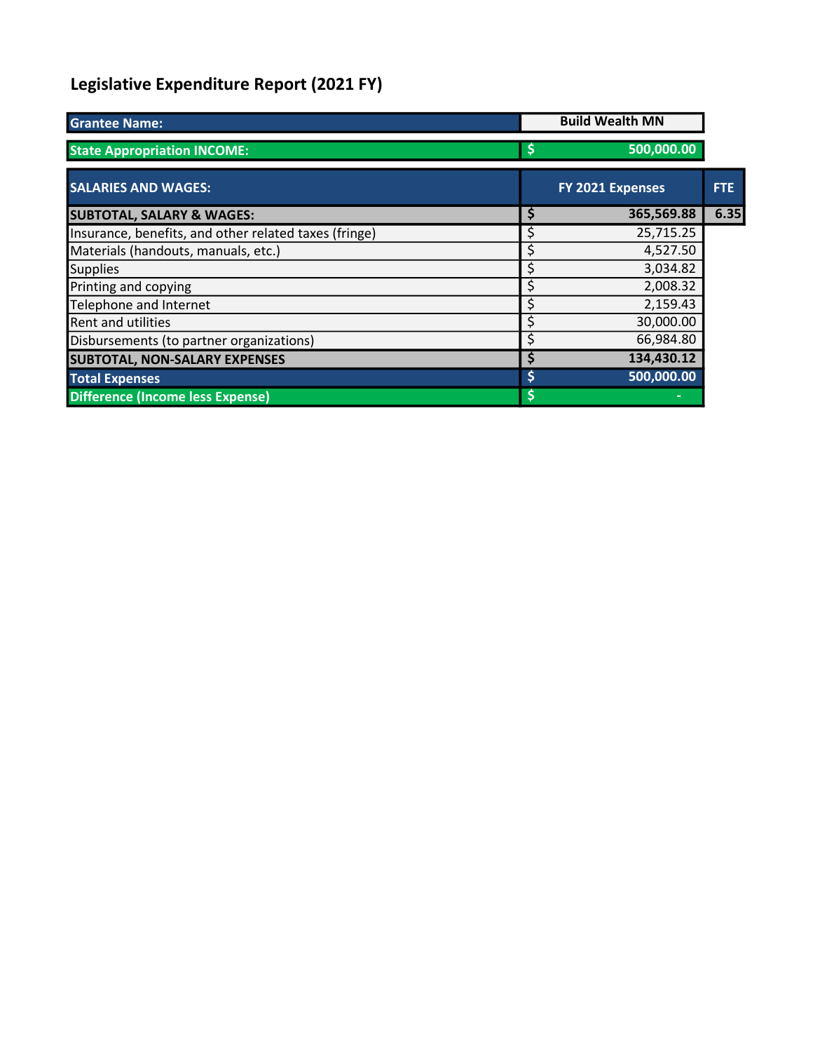## Legislative Expenditure Report (2021 FY)

| | | |
|---|---|---|
| **Grantee Name:** | **Build Wealth MN** | |
| **State Appropriation INCOME:** | **$ 500,000.00** | |
| **SALARIES AND WAGES:** | **FY 2021 Expenses** | **FTE** |
| **SUBTOTAL, SALARY & WAGES:** | **$ 365,569.88** | **6.35** |
| Insurance, benefits, and other related taxes (fringe) | $ 25,715.25 | |
| Materials (handouts, manuals, etc.) | $ 4,527.50 | |
| Supplies | $ 3,034.82 | |
| Printing and copying | $ 2,008.32 | |
| Telephone and Internet | $ 2,159.43 | |
| Rent and utilities | $ 30,000.00 | |
| Disbursements (to partner organizations) | $ 66,984.80 | |
| **SUBTOTAL, NON-SALARY EXPENSES** | **$ 134,430.12** | |
| **Total Expenses** | **$ 500,000.00** | |
| **Difference (Income less Expense)** | **$ -** | |